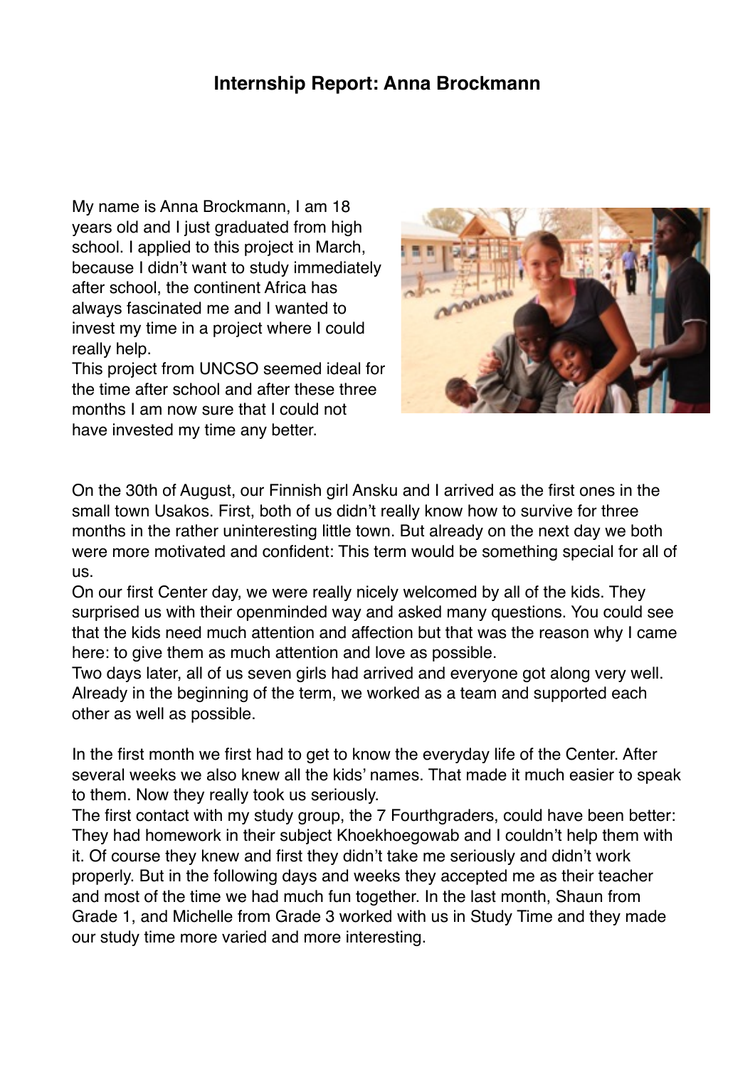# Internship Report: Anna Brockmann

My name is Anna Brockmann, I am 18 years old and I just graduated from high school. I applied to this project in March, because I didn't want to study immediately after school, the continent Africa has always fascinated me and I wanted to invest my time in a project where I could really help.
This project from UNCSO seemed ideal for the time after school and after these three months I am now sure that I could not have invested my time any better.

On the 30th of August, our Finnish girl Ansku and I arrived as the first ones in the small town Usakos. First, both of us didn't really know how to survive for three months in the rather uninteresting little town. But already on the next day we both were more motivated and confident: This term would be something special for all of us.
On our first Center day, we were really nicely welcomed by all of the kids. They surprised us with their openminded way and asked many questions. You could see that the kids need much attention and affection but that was the reason why I came here: to give them as much attention and love as possible.
Two days later, all of us seven girls had arrived and everyone got along very well. Already in the beginning of the term, we worked as a team and supported each other as well as possible.

In the first month we first had to get to know the everyday life of the Center. After several weeks we also knew all the kids' names. That made it much easier to speak to them. Now they really took us seriously.
The first contact with my study group, the 7 Fourthgraders, could have been better: They had homework in their subject Khoekhoegowab and I couldn't help them with it. Of course they knew and first they didn't take me seriously and didn't work properly. But in the following days and weeks they accepted me as their teacher and most of the time we had much fun together. In the last month, Shaun from Grade 1, and Michelle from Grade 3 worked with us in Study Time and they made our study time more varied and more interesting.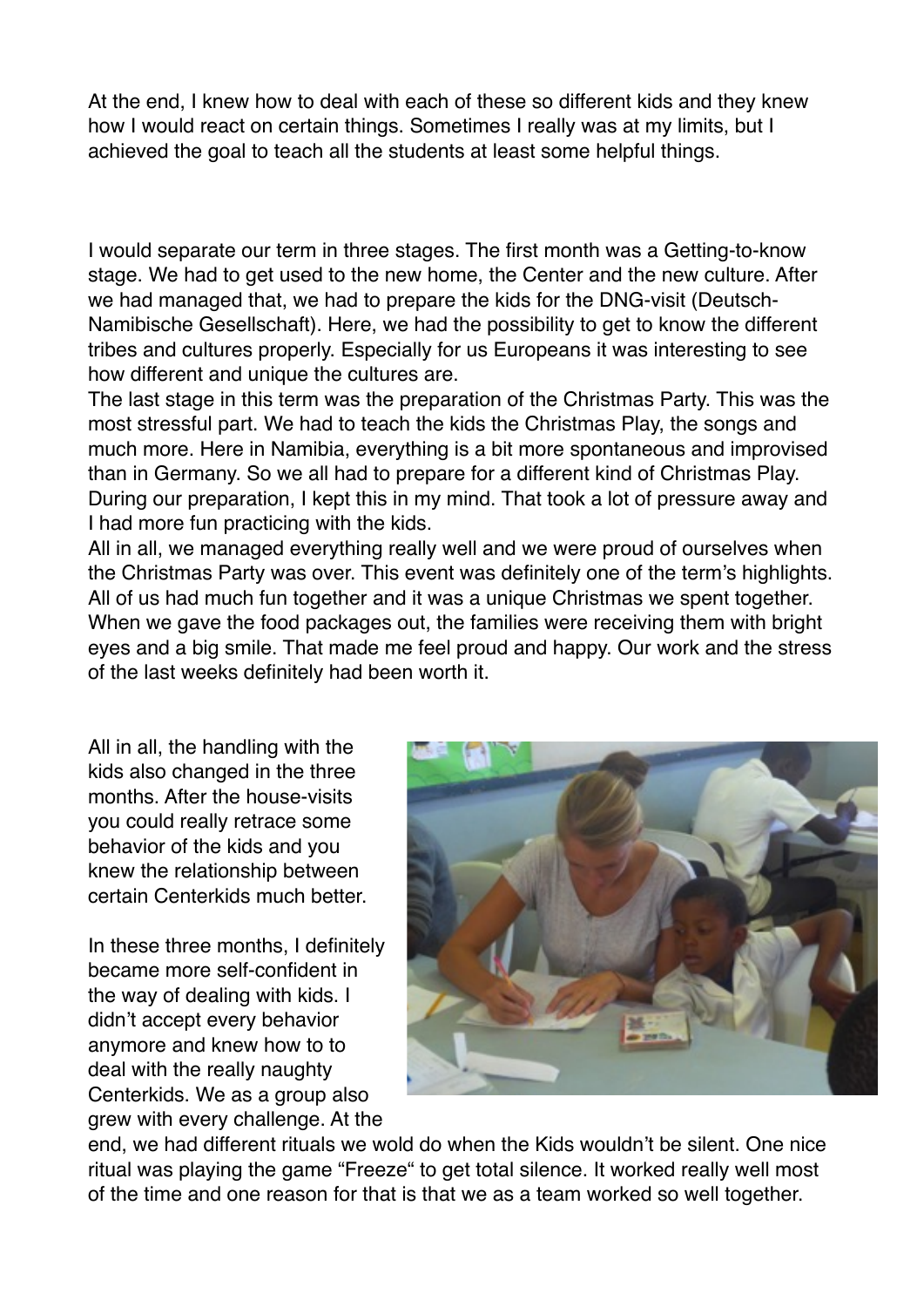At the end, I knew how to deal with each of these so different kids and they knew how I would react on certain things. Sometimes I really was at my limits, but I achieved the goal to teach all the students at least some helpful things.

I would separate our term in three stages. The first month was a Getting-to-know stage. We had to get used to the new home, the Center and the new culture. After we had managed that, we had to prepare the kids for the DNG-visit (Deutsch-Namibische Gesellschaft). Here, we had the possibility to get to know the different tribes and cultures properly. Especially for us Europeans it was interesting to see how different and unique the cultures are.
The last stage in this term was the preparation of the Christmas Party. This was the most stressful part. We had to teach the kids the Christmas Play, the songs and much more. Here in Namibia, everything is a bit more spontaneous and improvised than in Germany. So we all had to prepare for a different kind of Christmas Play. During our preparation, I kept this in my mind. That took a lot of pressure away and I had more fun practicing with the kids.
All in all, we managed everything really well and we were proud of ourselves when the Christmas Party was over. This event was definitely one of the term's highlights. All of us had much fun together and it was a unique Christmas we spent together. When we gave the food packages out, the families were receiving them with bright eyes and a big smile. That made me feel proud and happy. Our work and the stress of the last weeks definitely had been worth it.

All in all, the handling with the kids also changed in the three months. After the house-visits you could really retrace some behavior of the kids and you knew the relationship between certain Centerkids much better.

In these three months, I definitely became more self-confident in the way of dealing with kids. I didn't accept every behavior anymore and knew how to to deal with the really naughty Centerkids. We as a group also grew with every challenge. At the end, we had different rituals we wold do when the Kids wouldn't be silent. One nice ritual was playing the game "Freeze" to get total silence. It worked really well most of the time and one reason for that is that we as a team worked so well together.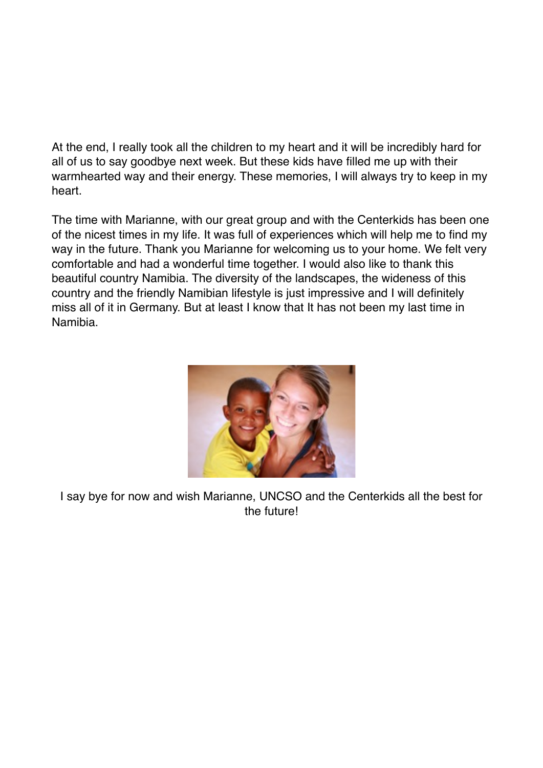At the end, I really took all the children to my heart and it will be incredibly hard for all of us to say goodbye next week. But these kids have filled me up with their warmhearted way and their energy. These memories, I will always try to keep in my heart.

The time with Marianne, with our great group and with the Centerkids has been one of the nicest times in my life. It was full of experiences which will help me to find my way in the future. Thank you Marianne for welcoming us to your home. We felt very comfortable and had a wonderful time together. I would also like to thank this beautiful country Namibia. The diversity of the landscapes, the wideness of this country and the friendly Namibian lifestyle is just impressive and I will definitely miss all of it in Germany. But at least I know that It has not been my last time in Namibia.

I say bye for now and wish Marianne, UNCSO and the Centerkids all the best for the future!